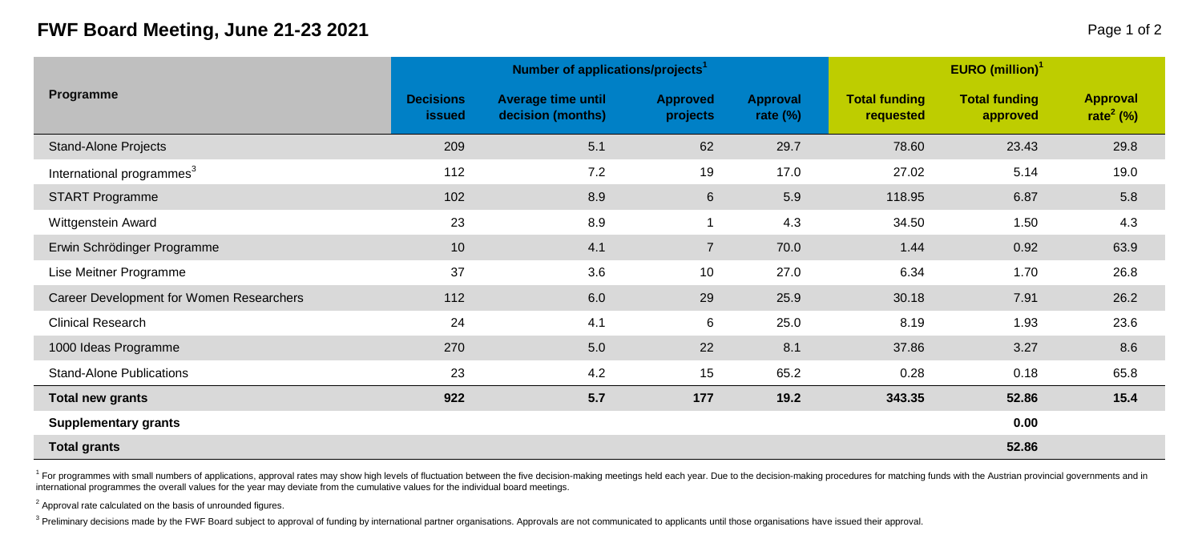# FWF Board Meeting, June 21-23 2021

| Programme | Number of applications/projects[1] | | | | EURO (million)[1] | | |
|---|---|---|---|---|---|---|---|
| | Decisions issued | Average time until decision (months) | Approved projects | Approval rate (%) | Total funding requested | Total funding approved | Approval rate[2] (%) |
| Stand-Alone Projects | 209 | 5.1 | 62 | 29.7 | 78.60 | 23.43 | 29.8 |
| International programmes[3] | 112 | 7.2 | 19 | 17.0 | 27.02 | 5.14 | 19.0 |
| START Programme | 102 | 8.9 | 6 | 5.9 | 118.95 | 6.87 | 5.8 |
| Wittgenstein Award | 23 | 8.9 | 1 | 4.3 | 34.50 | 1.50 | 4.3 |
| Erwin Schrödinger Programme | 10 | 4.1 | 7 | 70.0 | 1.44 | 0.92 | 63.9 |
| Lise Meitner Programme | 37 | 3.6 | 10 | 27.0 | 6.34 | 1.70 | 26.8 |
| Career Development for Women Researchers | 112 | 6.0 | 29 | 25.9 | 30.18 | 7.91 | 26.2 |
| Clinical Research | 24 | 4.1 | 6 | 25.0 | 8.19 | 1.93 | 23.6 |
| 1000 Ideas Programme | 270 | 5.0 | 22 | 8.1 | 37.86 | 3.27 | 8.6 |
| Stand-Alone Publications | 23 | 4.2 | 15 | 65.2 | 0.28 | 0.18 | 65.8 |
| **Total new grants** | **922** | **5.7** | **177** | **19.2** | **343.35** | **52.86** | **15.4** |
| **Supplementary grants** | | | | | | **0.00** | |
| **Total grants** | | | | | | **52.86** | |

[1] For programmes with small numbers of applications, approval rates may show high levels of fluctuation between the five decision-making meetings held each year. Due to the decision-making procedures for matching funds with the Austrian provincial governments and in international programmes the overall values for the year may deviate from the cumulative values for the individual board meetings.

[2] Approval rate calculated on the basis of unrounded figures.

[3] Preliminary decisions made by the FWF Board subject to approval of funding by international partner organisations. Approvals are not communicated to applicants until those organisations have issued their approval.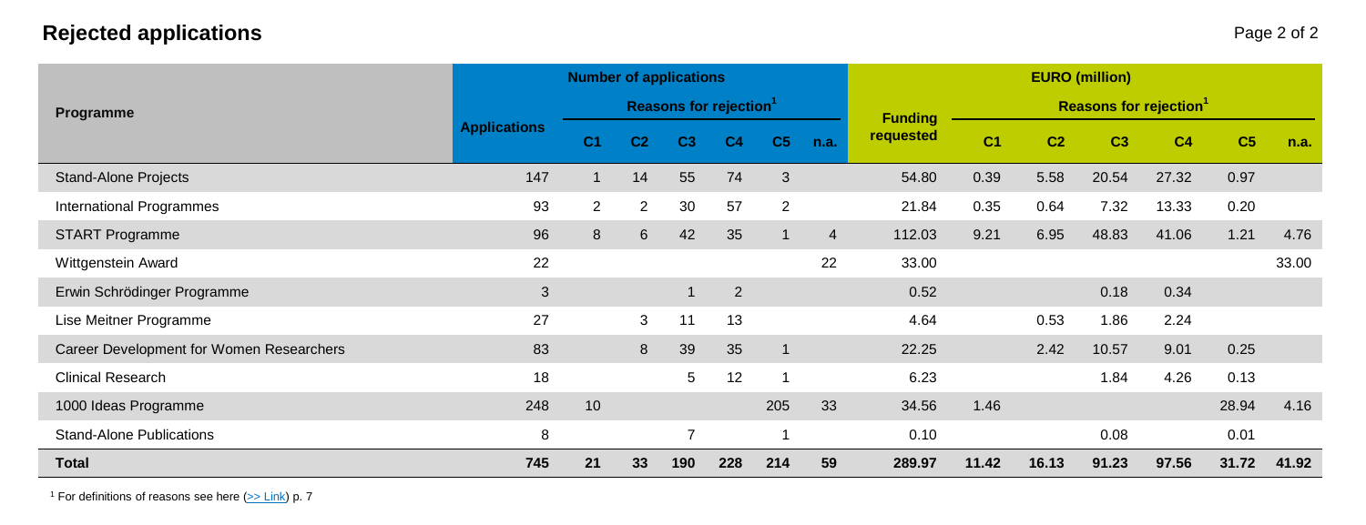# Rejected applications

| Programme | Applications | Number of applications | | | | | | Funding requested | EURO (million) | | | | | |
|---|---|---|---|---|---|---|---|---|---|---|---|---|---|---|
| | | Reasons for rejection[1] | | | | | | | Reasons for rejection[1] | | | | | |
| | | C1 | C2 | C3 | C4 | C5 | n.a. | | C1 | C2 | C3 | C4 | C5 | n.a. |
| Stand-Alone Projects | 147 | 1 | 14 | 55 | 74 | 3 | | 54.80 | 0.39 | 5.58 | 20.54 | 27.32 | 0.97 | |
| International Programmes | 93 | 2 | 2 | 30 | 57 | 2 | | 21.84 | 0.35 | 0.64 | 7.32 | 13.33 | 0.20 | |
| START Programme | 96 | 8 | 6 | 42 | 35 | 1 | 4 | 112.03 | 9.21 | 6.95 | 48.83 | 41.06 | 1.21 | 4.76 |
| Wittgenstein Award | 22 | | | | | | 22 | 33.00 | | | | | | 33.00 |
| Erwin Schrödinger Programme | 3 | | | 1 | 2 | | | 0.52 | | | 0.18 | 0.34 | | |
| Lise Meitner Programme | 27 | | 3 | 11 | 13 | | | 4.64 | | 0.53 | 1.86 | 2.24 | | |
| Career Development for Women Researchers | 83 | | 8 | 39 | 35 | 1 | | 22.25 | | 2.42 | 10.57 | 9.01 | 0.25 | |
| Clinical Research | 18 | | | 5 | 12 | 1 | | 6.23 | | | 1.84 | 4.26 | 0.13 | |
| 1000 Ideas Programme | 248 | 10 | | | | 205 | 33 | 34.56 | 1.46 | | | | 28.94 | 4.16 |
| Stand-Alone Publications | 8 | | | 7 | | 1 | | 0.10 | | | 0.08 | | 0.01 | |
| **Total** | **745** | **21** | **33** | **190** | **228** | **214** | **59** | **289.97** | **11.42** | **16.13** | **91.23** | **97.56** | **31.72** | **41.92** |

[1] For definitions of reasons see here (>> Link) p. 7